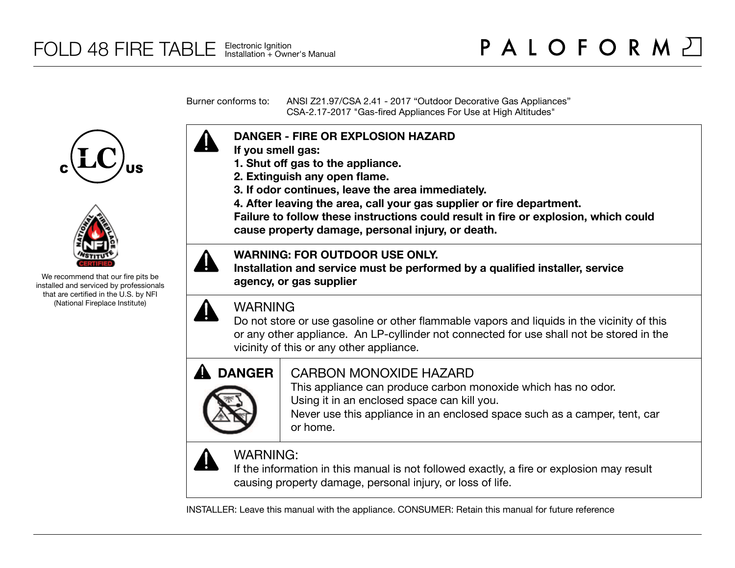# FOLD 48 FIRE TABLE

Electronic Ignition
Installation + Owner's Manual

PALOFORM

We recommend that our fire pits be installed and serviced by professionals that are certified in the U.S. by NFI (National Fireplace Institute)

Burner conforms to: ANSI Z21.97/CSA 2.41 - 2017 “Outdoor Decorative Gas Appliances”
CSA-2.17-2017 "Gas-fired Appliances For Use at High Altitudes"

**DANGER - FIRE OR EXPLOSION HAZARD**
**If you smell gas:**
**1. Shut off gas to the appliance.**
**2. Extinguish any open flame.**
**3. If odor continues, leave the area immediately.**
**4. After leaving the area, call your gas supplier or fire department.**
**Failure to follow these instructions could result in fire or explosion, which could cause property damage, personal injury, or death.**

**WARNING: FOR OUTDOOR USE ONLY.**
**Installation and service must be performed by a qualified installer, service agency, or gas supplier**

WARNING
Do not store or use gasoline or other flammable vapors and liquids in the vicinity of this or any other appliance. An LP-cyllinder not connected for use shall not be stored in the vicinity of this or any other appliance.

**DANGER**

CARBON MONOXIDE HAZARD
This appliance can produce carbon monoxide which has no odor.
Using it in an enclosed space can kill you.
Never use this appliance in an enclosed space such as a camper, tent, car or home.

WARNING:
If the information in this manual is not followed exactly, a fire or explosion may result causing property damage, personal injury, or loss of life.

INSTALLER: Leave this manual with the appliance. CONSUMER: Retain this manual for future reference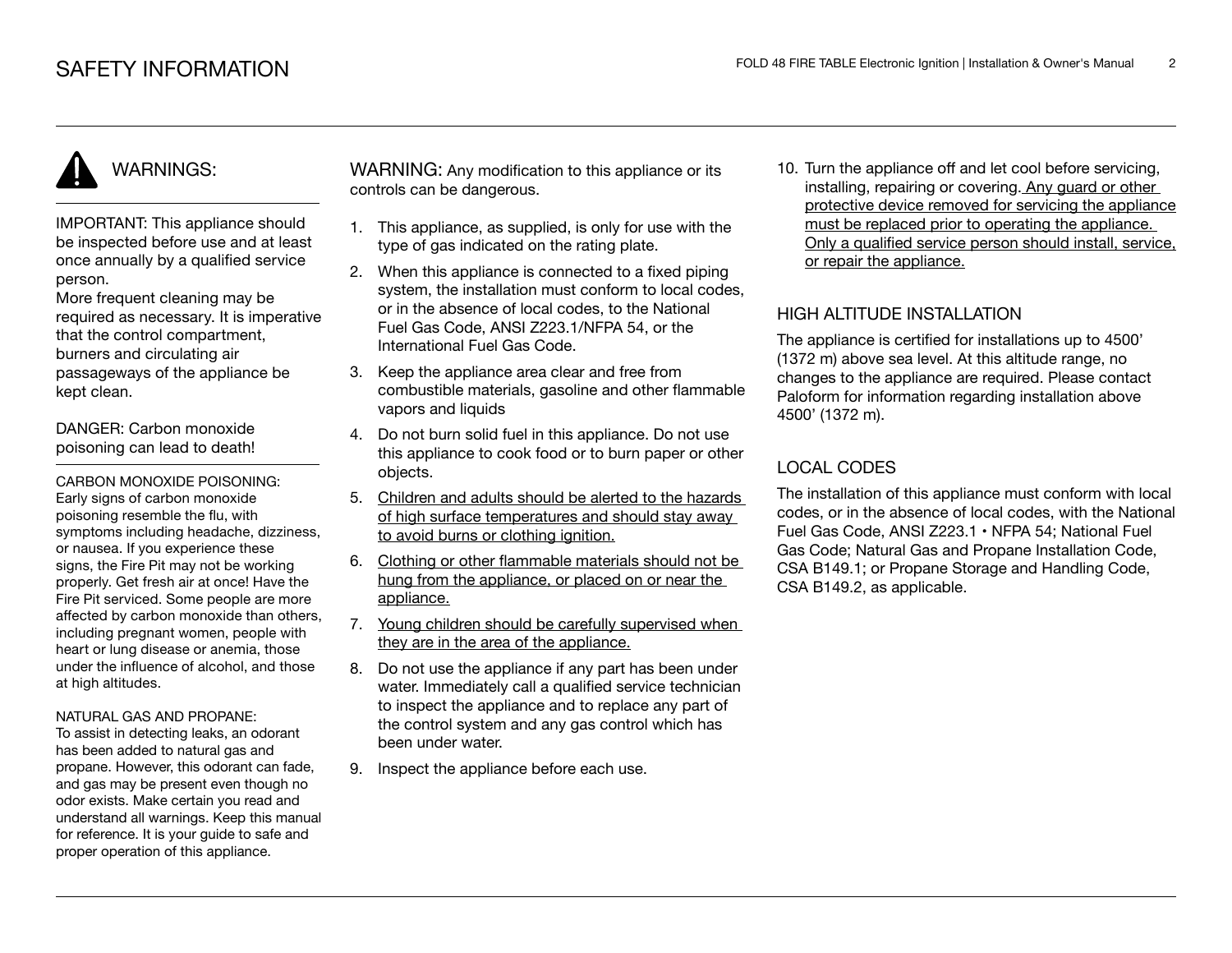# SAFETY INFORMATION

## WARNINGS:

IMPORTANT: This appliance should be inspected before use and at least once annually by a qualified service person.
More frequent cleaning may be required as necessary. It is imperative that the control compartment, burners and circulating air passageways of the appliance be kept clean.

DANGER: Carbon monoxide poisoning can lead to death!

CARBON MONOXIDE POISONING:
Early signs of carbon monoxide poisoning resemble the flu, with symptoms including headache, dizziness, or nausea. If you experience these signs, the Fire Pit may not be working properly. Get fresh air at once! Have the Fire Pit serviced. Some people are more affected by carbon monoxide than others, including pregnant women, people with heart or lung disease or anemia, those under the influence of alcohol, and those at high altitudes.

NATURAL GAS AND PROPANE:
To assist in detecting leaks, an odorant has been added to natural gas and propane. However, this odorant can fade, and gas may be present even though no odor exists. Make certain you read and understand all warnings. Keep this manual for reference. It is your guide to safe and proper operation of this appliance.

WARNING: Any modification to this appliance or its controls can be dangerous.

1. This appliance, as supplied, is only for use with the type of gas indicated on the rating plate.
2. When this appliance is connected to a fixed piping system, the installation must conform to local codes, or in the absence of local codes, to the National Fuel Gas Code, ANSI Z223.1/NFPA 54, or the International Fuel Gas Code.
3. Keep the appliance area clear and free from combustible materials, gasoline and other flammable vapors and liquids
4. Do not burn solid fuel in this appliance. Do not use this appliance to cook food or to burn paper or other objects.
5. Children and adults should be alerted to the hazards of high surface temperatures and should stay away to avoid burns or clothing ignition.
6. Clothing or other flammable materials should not be hung from the appliance, or placed on or near the appliance.
7. Young children should be carefully supervised when they are in the area of the appliance.
8. Do not use the appliance if any part has been under water. Immediately call a qualified service technician to inspect the appliance and to replace any part of the control system and any gas control which has been under water.
9. Inspect the appliance before each use.
10. Turn the appliance off and let cool before servicing, installing, repairing or covering. Any guard or other protective device removed for servicing the appliance must be replaced prior to operating the appliance. Only a qualified service person should install, service, or repair the appliance.

## HIGH ALTITUDE INSTALLATION

The appliance is certified for installations up to 4500' (1372 m) above sea level. At this altitude range, no changes to the appliance are required. Please contact Paloform for information regarding installation above 4500' (1372 m).

## LOCAL CODES

The installation of this appliance must conform with local codes, or in the absence of local codes, with the National Fuel Gas Code, ANSI Z223.1 • NFPA 54; National Fuel Gas Code; Natural Gas and Propane Installation Code, CSA B149.1; or Propane Storage and Handling Code, CSA B149.2, as applicable.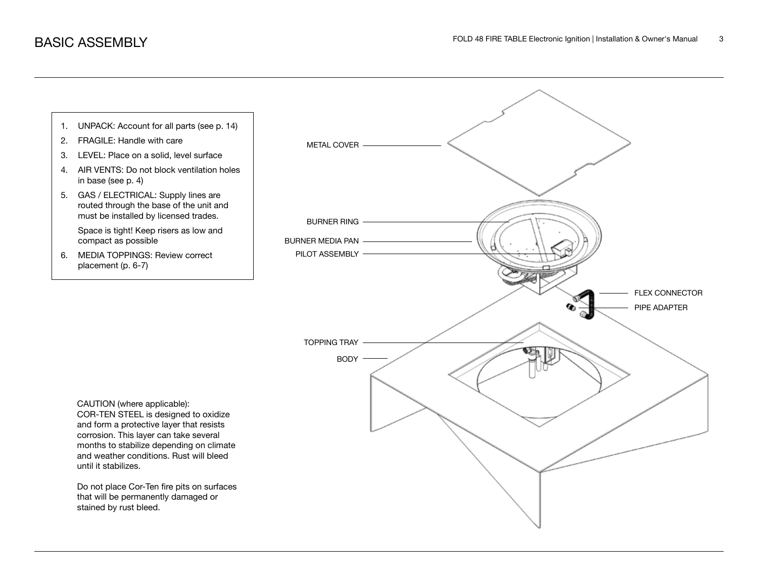# BASIC ASSEMBLY

1. UNPACK: Account for all parts (see p. 14)
2. FRAGILE: Handle with care
3. LEVEL: Place on a solid, level surface
4. AIR VENTS: Do not block ventilation holes in base (see p. 4)
5. GAS / ELECTRICAL: Supply lines are routed through the base of the unit and must be installed by licensed trades.

   Space is tight! Keep risers as low and compact as possible
6. MEDIA TOPPINGS: Review correct placement (p. 6-7)

METAL COVER

BURNER RING

BURNER MEDIA PAN

PILOT ASSEMBLY

FLEX CONNECTOR

PIPE ADAPTER

TOPPING TRAY

BODY

CAUTION (where applicable):
COR-TEN STEEL is designed to oxidize and form a protective layer that resists corrosion. This layer can take several months to stabilize depending on climate and weather conditions. Rust will bleed until it stabilizes.

Do not place Cor-Ten fire pits on surfaces that will be permanently damaged or stained by rust bleed.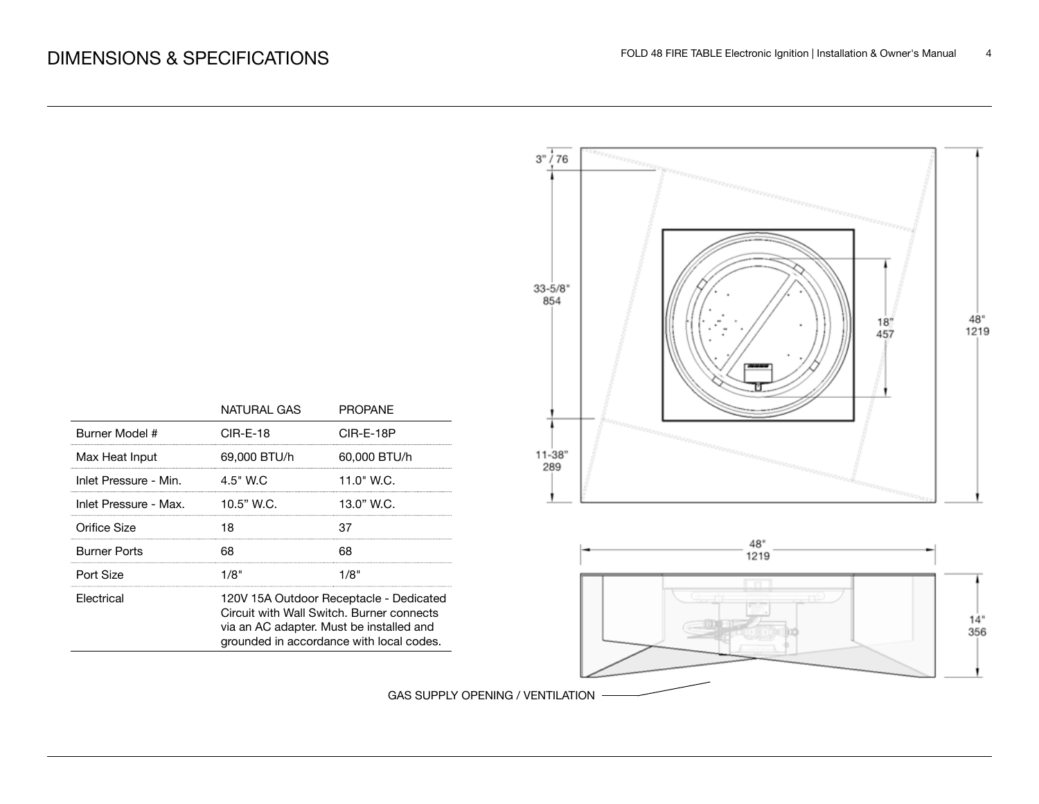# DIMENSIONS & SPECIFICATIONS

| | NATURAL GAS | PROPANE |
|---|---|---|
| Burner Model # | CIR-E-18 | CIR-E-18P |
| Max Heat Input | 69,000 BTU/h | 60,000 BTU/h |
| Inlet Pressure - Min. | 4.5" W.C | 11.0" W.C. |
| Inlet Pressure - Max. | 10.5" W.C. | 13.0" W.C. |
| Orifice Size | 18 | 37 |
| Burner Ports | 68 | 68 |
| Port Size | 1/8" | 1/8" |
| Electrical | 120V 15A Outdoor Receptacle - Dedicated Circuit with Wall Switch. Burner connects via an AC adapter. Must be installed and grounded in accordance with local codes. | |

3" / 76

33-5/8" 854

18" 457

48" 1219

11-38" 289

48" 1219

14" 356

GAS SUPPLY OPENING / VENTILATION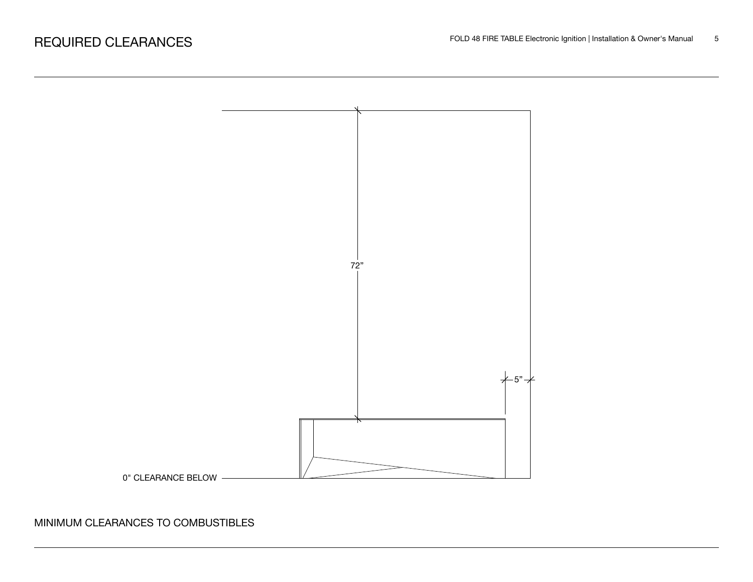# REQUIRED CLEARANCES

72”

5”

0" CLEARANCE BELOW

MINIMUM CLEARANCES TO COMBUSTIBLES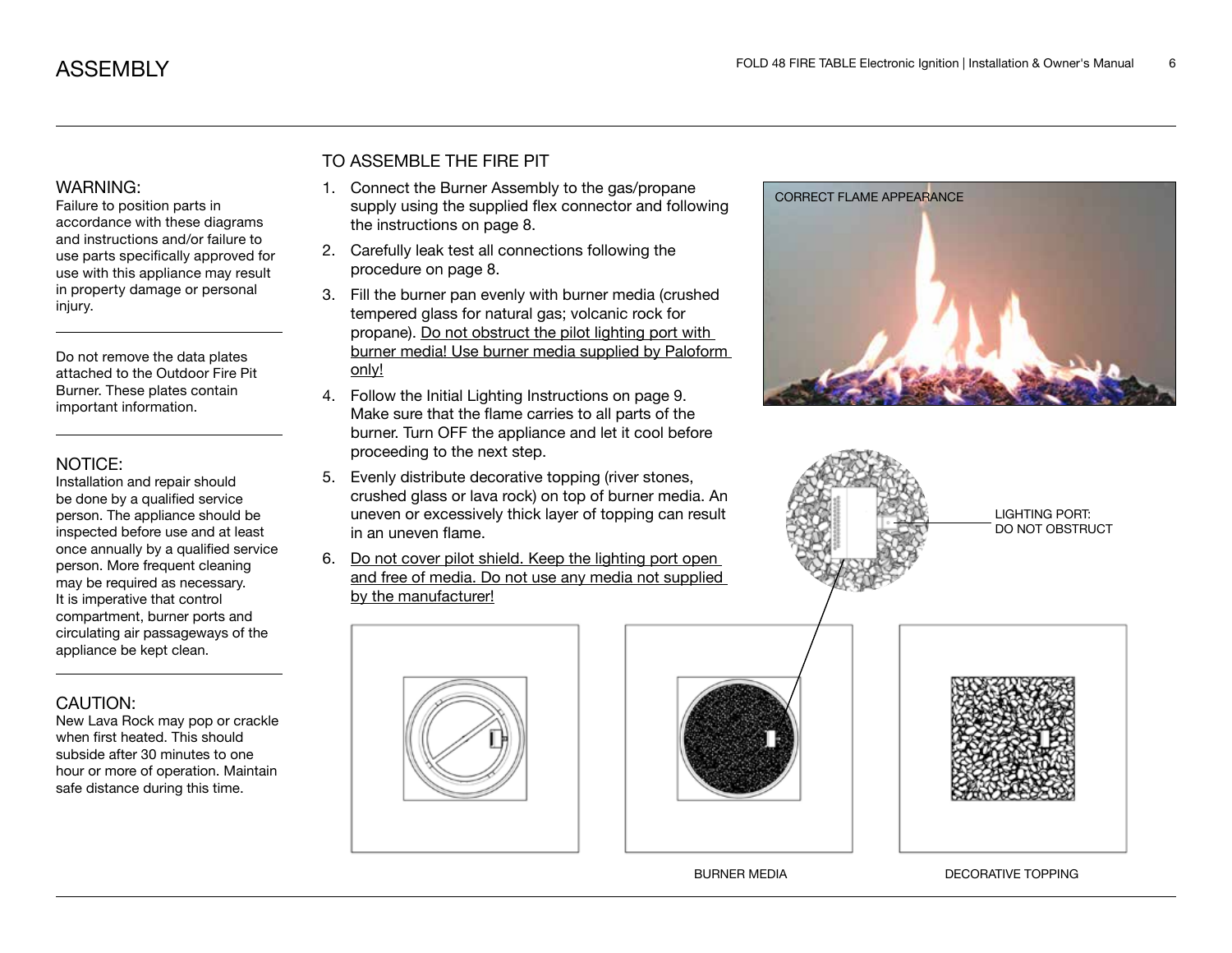# ASSEMBLY

### WARNING:

Failure to position parts in accordance with these diagrams and instructions and/or failure to use parts specifically approved for use with this appliance may result in property damage or personal injury.

---

Do not remove the data plates attached to the Outdoor Fire Pit Burner. These plates contain important information.

---

### NOTICE:

Installation and repair should be done by a qualified service person. The appliance should be inspected before use and at least once annually by a qualified service person. More frequent cleaning may be required as necessary. It is imperative that control compartment, burner ports and circulating air passageways of the appliance be kept clean.

---

### CAUTION:

New Lava Rock may pop or crackle when first heated. This should subside after 30 minutes to one hour or more of operation. Maintain safe distance during this time.

## TO ASSEMBLE THE FIRE PIT

1. Connect the Burner Assembly to the gas/propane supply using the supplied flex connector and following the instructions on page 8.
2. Carefully leak test all connections following the procedure on page 8.
3. Fill the burner pan evenly with burner media (crushed tempered glass for natural gas; volcanic rock for propane). <u>Do not obstruct the pilot lighting port with burner media! Use burner media supplied by Paloform only!</u>
4. Follow the Initial Lighting Instructions on page 9. Make sure that the flame carries to all parts of the burner. Turn OFF the appliance and let it cool before proceeding to the next step.
5. Evenly distribute decorative topping (river stones, crushed glass or lava rock) on top of burner media. An uneven or excessively thick layer of topping can result in an uneven flame.
6. <u>Do not cover pilot shield. Keep the lighting port open and free of media. Do not use any media not supplied by the manufacturer!</u>

CORRECT FLAME APPEARANCE

LIGHTING PORT: DO NOT OBSTRUCT

BURNER MEDIA

DECORATIVE TOPPING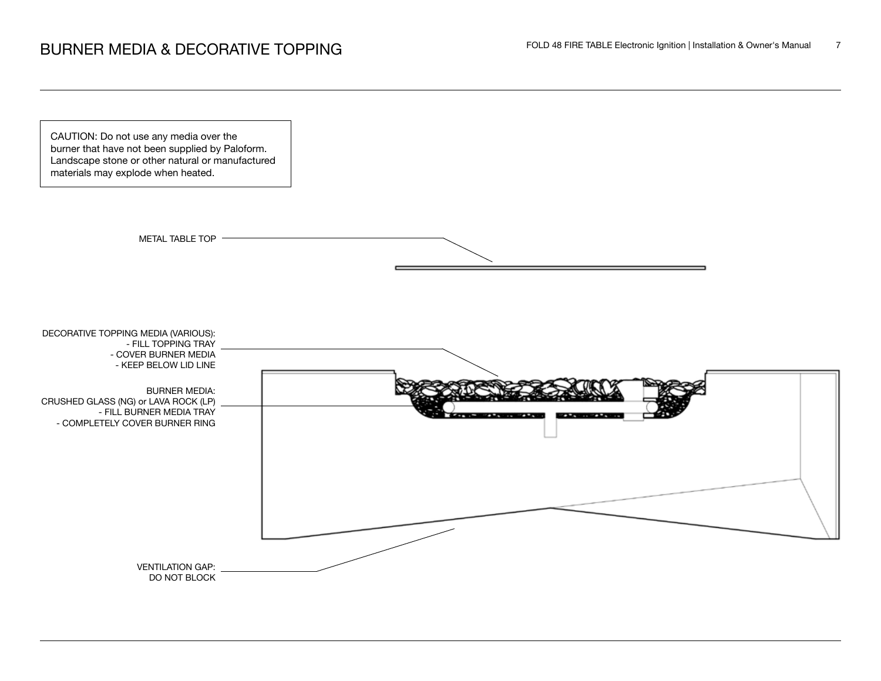# BURNER MEDIA & DECORATIVE TOPPING

CAUTION: Do not use any media over the burner that have not been supplied by Paloform. Landscape stone or other natural or manufactured materials may explode when heated.

METAL TABLE TOP

DECORATIVE TOPPING MEDIA (VARIOUS):
- FILL TOPPING TRAY
- COVER BURNER MEDIA
- KEEP BELOW LID LINE

BURNER MEDIA:
CRUSHED GLASS (NG) or LAVA ROCK (LP)
- FILL BURNER MEDIA TRAY
- COMPLETELY COVER BURNER RING

VENTILATION GAP:
DO NOT BLOCK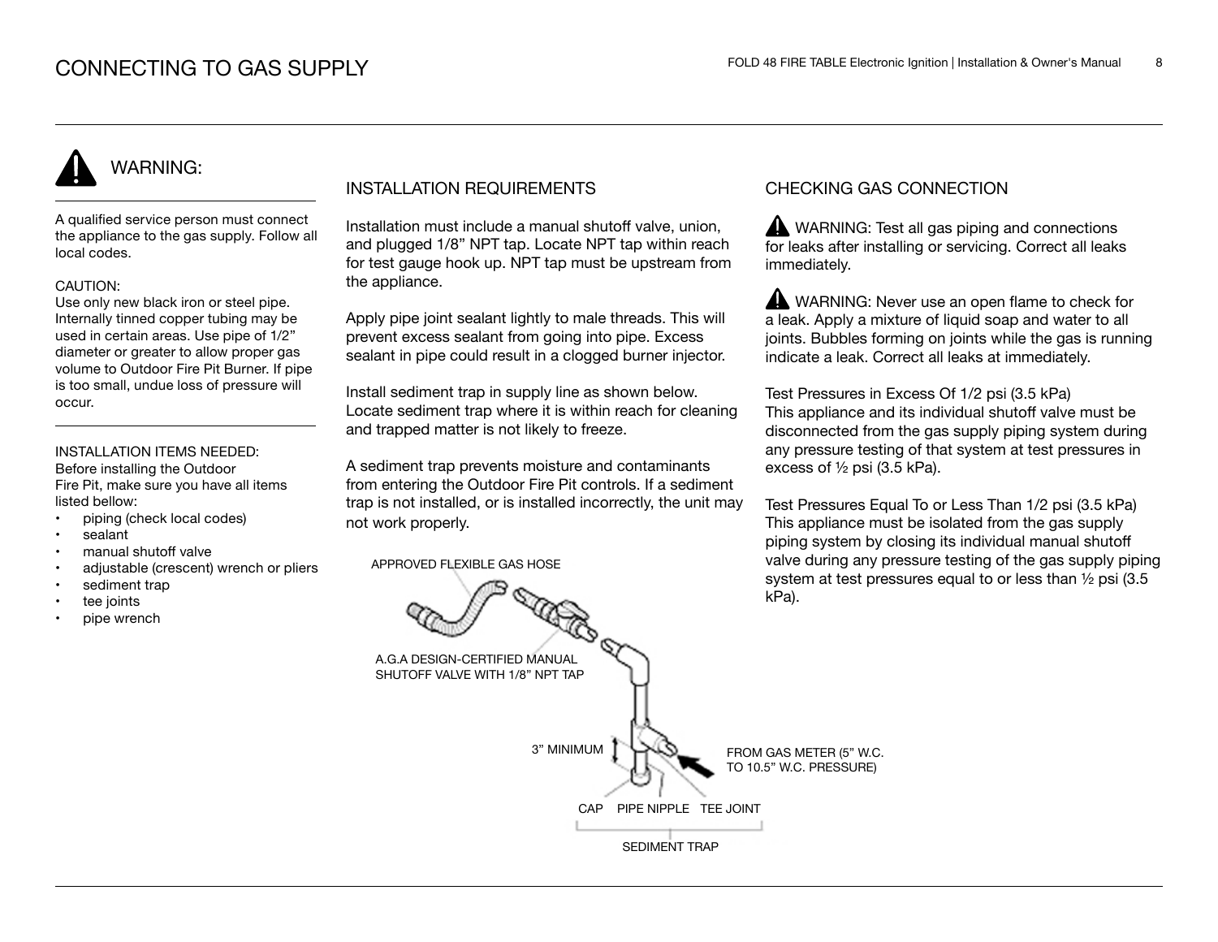# CONNECTING TO GAS SUPPLY

## ⚠ WARNING:

A qualified service person must connect the appliance to the gas supply. Follow all local codes.

CAUTION:
Use only new black iron or steel pipe. Internally tinned copper tubing may be used in certain areas. Use pipe of 1/2" diameter or greater to allow proper gas volume to Outdoor Fire Pit Burner. If pipe is too small, undue loss of pressure will occur.

INSTALLATION ITEMS NEEDED:
Before installing the Outdoor Fire Pit, make sure you have all items listed bellow:

- piping (check local codes)
- sealant
- manual shutoff valve
- adjustable (crescent) wrench or pliers
- sediment trap
- tee joints
- pipe wrench

## INSTALLATION REQUIREMENTS

Installation must include a manual shutoff valve, union, and plugged 1/8" NPT tap. Locate NPT tap within reach for test gauge hook up. NPT tap must be upstream from the appliance.

Apply pipe joint sealant lightly to male threads. This will prevent excess sealant from going into pipe. Excess sealant in pipe could result in a clogged burner injector.

Install sediment trap in supply line as shown below. Locate sediment trap where it is within reach for cleaning and trapped matter is not likely to freeze.

A sediment trap prevents moisture and contaminants from entering the Outdoor Fire Pit controls. If a sediment trap is not installed, or is installed incorrectly, the unit may not work properly.

APPROVED FLEXIBLE GAS HOSE

A.G.A DESIGN-CERTIFIED MANUAL SHUTOFF VALVE WITH 1/8" NPT TAP

3" MINIMUM

FROM GAS METER (5" W.C. TO 10.5" W.C. PRESSURE)

CAP PIPE NIPPLE TEE JOINT

SEDIMENT TRAP

## CHECKING GAS CONNECTION

⚠ WARNING: Test all gas piping and connections for leaks after installing or servicing. Correct all leaks immediately.

⚠ WARNING: Never use an open flame to check for a leak. Apply a mixture of liquid soap and water to all joints. Bubbles forming on joints while the gas is running indicate a leak. Correct all leaks at immediately.

Test Pressures in Excess Of 1/2 psi (3.5 kPa)
This appliance and its individual shutoff valve must be disconnected from the gas supply piping system during any pressure testing of that system at test pressures in excess of ½ psi (3.5 kPa).

Test Pressures Equal To or Less Than 1/2 psi (3.5 kPa)
This appliance must be isolated from the gas supply piping system by closing its individual manual shutoff valve during any pressure testing of the gas supply piping system at test pressures equal to or less than ½ psi (3.5 kPa).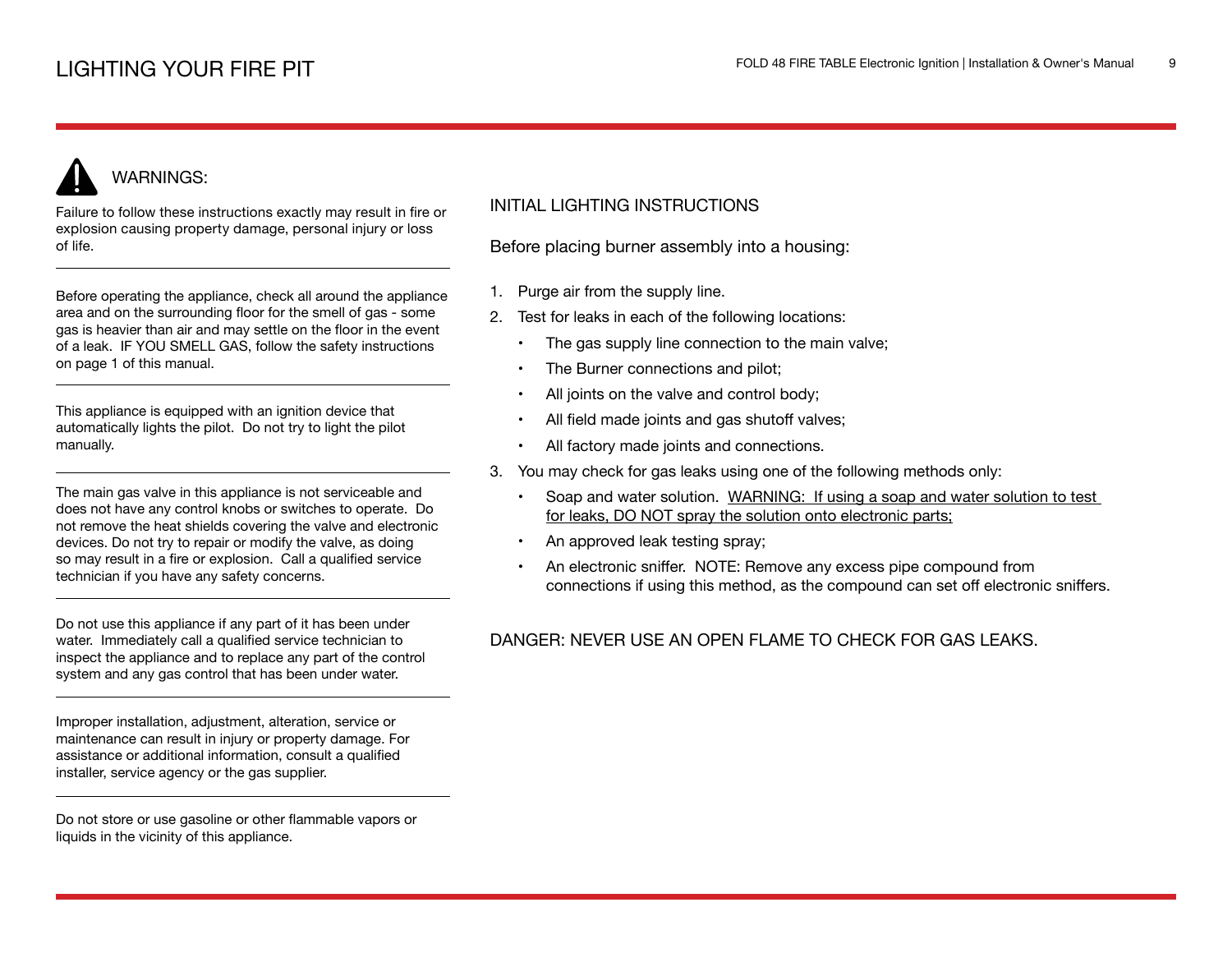# LIGHTING YOUR FIRE PIT

## WARNINGS:

Failure to follow these instructions exactly may result in fire or explosion causing property damage, personal injury or loss of life.

---

Before operating the appliance, check all around the appliance area and on the surrounding floor for the smell of gas - some gas is heavier than air and may settle on the floor in the event of a leak. IF YOU SMELL GAS, follow the safety instructions on page 1 of this manual.

---

This appliance is equipped with an ignition device that automatically lights the pilot. Do not try to light the pilot manually.

---

The main gas valve in this appliance is not serviceable and does not have any control knobs or switches to operate. Do not remove the heat shields covering the valve and electronic devices. Do not try to repair or modify the valve, as doing so may result in a fire or explosion. Call a qualified service technician if you have any safety concerns.

---

Do not use this appliance if any part of it has been under water. Immediately call a qualified service technician to inspect the appliance and to replace any part of the control system and any gas control that has been under water.

---

Improper installation, adjustment, alteration, service or maintenance can result in injury or property damage. For assistance or additional information, consult a qualified installer, service agency or the gas supplier.

---

Do not store or use gasoline or other flammable vapors or liquids in the vicinity of this appliance.

## INITIAL LIGHTING INSTRUCTIONS

Before placing burner assembly into a housing:

1. Purge air from the supply line.
2. Test for leaks in each of the following locations:
   - The gas supply line connection to the main valve;
   - The Burner connections and pilot;
   - All joints on the valve and control body;
   - All field made joints and gas shutoff valves;
   - All factory made joints and connections.
3. You may check for gas leaks using one of the following methods only:
   - Soap and water solution. <u>WARNING: If using a soap and water solution to test for leaks, DO NOT spray the solution onto electronic parts;</u>
   - An approved leak testing spray;
   - An electronic sniffer. NOTE: Remove any excess pipe compound from connections if using this method, as the compound can set off electronic sniffers.

DANGER: NEVER USE AN OPEN FLAME TO CHECK FOR GAS LEAKS.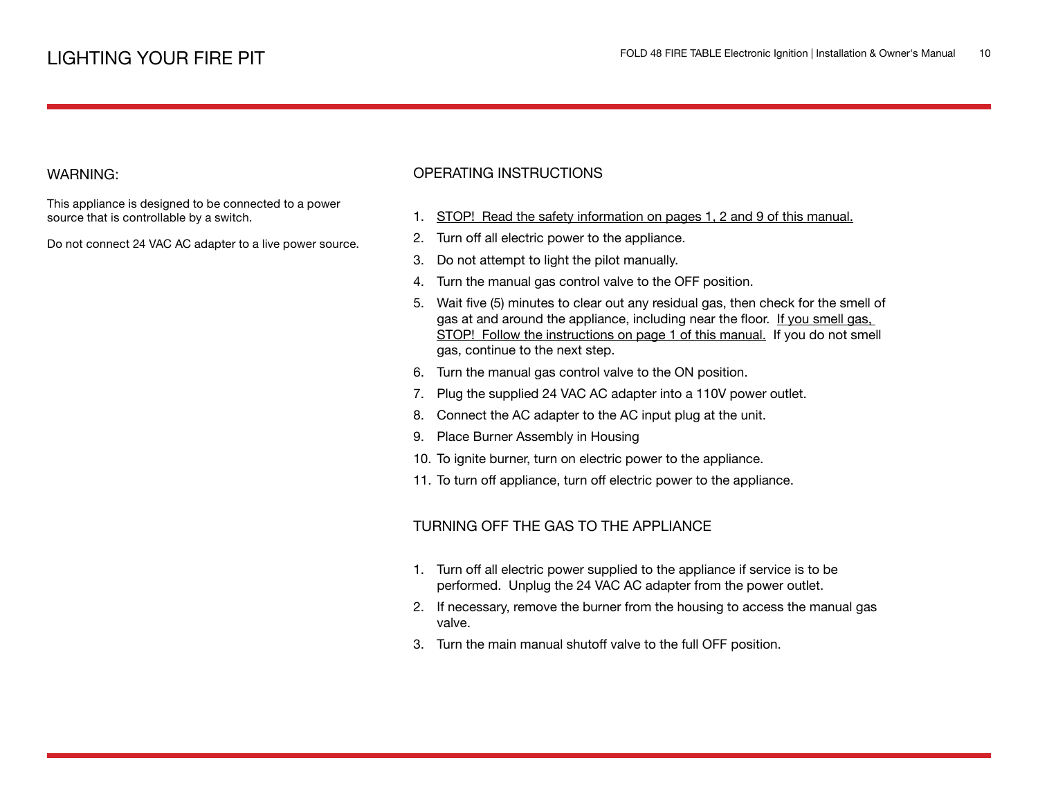# LIGHTING YOUR FIRE PIT

## WARNING:

This appliance is designed to be connected to a power source that is controllable by a switch.

Do not connect 24 VAC AC adapter to a live power source.

## OPERATING INSTRUCTIONS

1. STOP! Read the safety information on pages 1, 2 and 9 of this manual.
2. Turn off all electric power to the appliance.
3. Do not attempt to light the pilot manually.
4. Turn the manual gas control valve to the OFF position.
5. Wait five (5) minutes to clear out any residual gas, then check for the smell of gas at and around the appliance, including near the floor. If you smell gas, STOP! Follow the instructions on page 1 of this manual. If you do not smell gas, continue to the next step.
6. Turn the manual gas control valve to the ON position.
7. Plug the supplied 24 VAC AC adapter into a 110V power outlet.
8. Connect the AC adapter to the AC input plug at the unit.
9. Place Burner Assembly in Housing
10. To ignite burner, turn on electric power to the appliance.
11. To turn off appliance, turn off electric power to the appliance.

## TURNING OFF THE GAS TO THE APPLIANCE

1. Turn off all electric power supplied to the appliance if service is to be performed. Unplug the 24 VAC AC adapter from the power outlet.
2. If necessary, remove the burner from the housing to access the manual gas valve.
3. Turn the main manual shutoff valve to the full OFF position.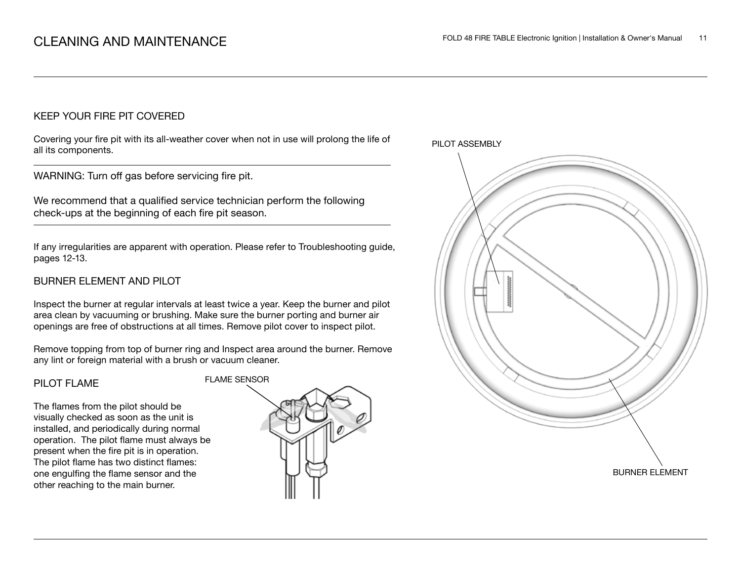# CLEANING AND MAINTENANCE

## KEEP YOUR FIRE PIT COVERED

Covering your fire pit with its all-weather cover when not in use will prolong the life of all its components.

---

WARNING: Turn off gas before servicing fire pit.

We recommend that a qualified service technician perform the following check-ups at the beginning of each fire pit season.

---

If any irregularities are apparent with operation. Please refer to Troubleshooting guide, pages 12-13.

## BURNER ELEMENT AND PILOT

Inspect the burner at regular intervals at least twice a year. Keep the burner and pilot area clean by vacuuming or brushing. Make sure the burner porting and burner air openings are free of obstructions at all times. Remove pilot cover to inspect pilot.

Remove topping from top of burner ring and Inspect area around the burner. Remove any lint or foreign material with a brush or vacuum cleaner.

## PILOT FLAME

The flames from the pilot should be visually checked as soon as the unit is installed, and periodically during normal operation. The pilot flame must always be present when the fire pit is in operation. The pilot flame has two distinct flames: one engulfing the flame sensor and the other reaching to the main burner.

FLAME SENSOR

PILOT ASSEMBLY

BURNER ELEMENT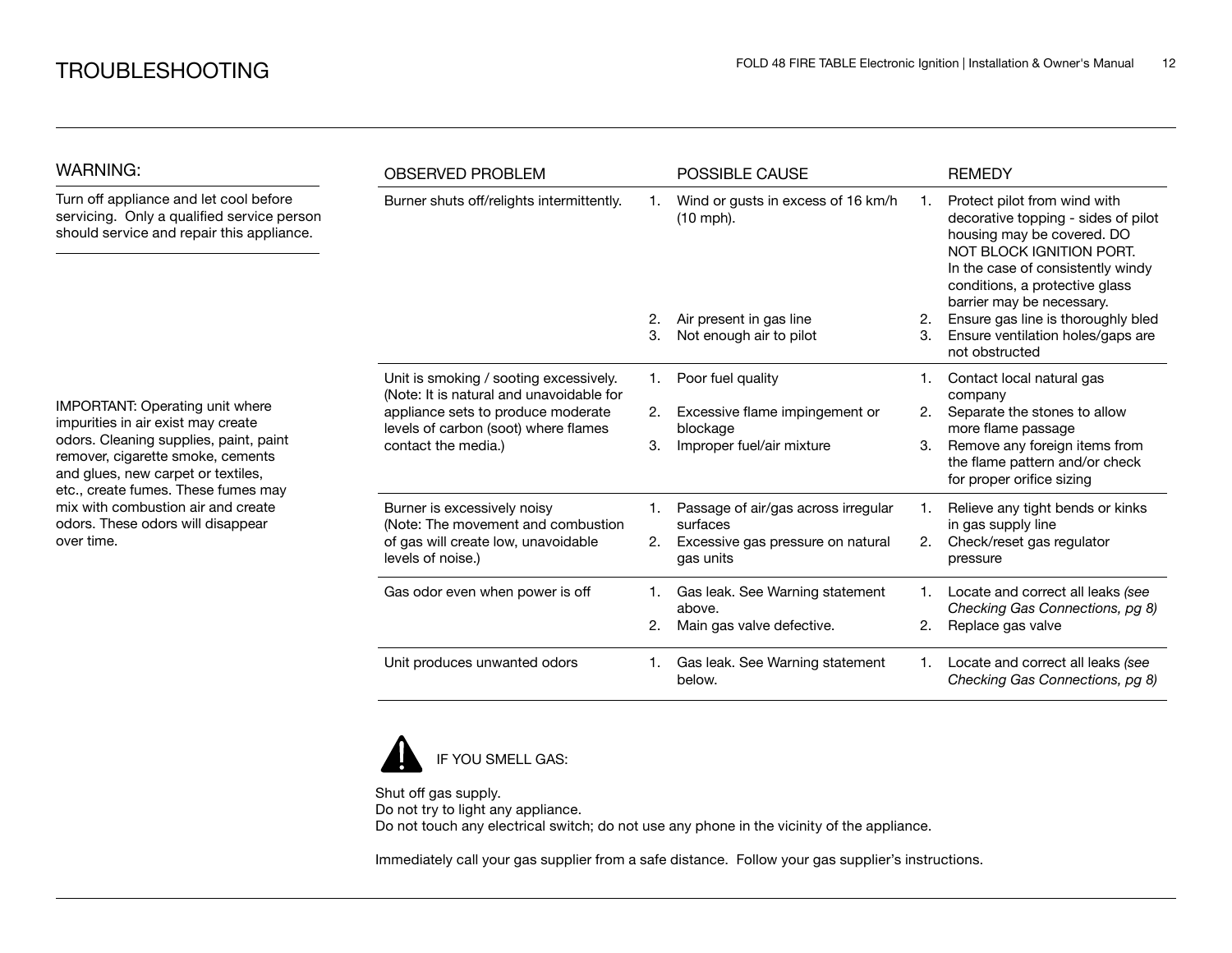# TROUBLESHOOTING

## WARNING:

Turn off appliance and let cool before servicing. Only a qualified service person should service and repair this appliance.

IMPORTANT: Operating unit where impurities in air exist may create odors. Cleaning supplies, paint, paint remover, cigarette smoke, cements and glues, new carpet or textiles, etc., create fumes. These fumes may mix with combustion air and create odors. These odors will disappear over time.

| OBSERVED PROBLEM | POSSIBLE CAUSE | REMEDY |
|---|---|---|
| Burner shuts off/relights intermittently. | 1. Wind or gusts in excess of 16 km/h (10 mph).<br>2. Air present in gas line<br>3. Not enough air to pilot | 1. Protect pilot from wind with decorative topping - sides of pilot housing may be covered. DO NOT BLOCK IGNITION PORT. In the case of consistently windy conditions, a protective glass barrier may be necessary.<br>2. Ensure gas line is thoroughly bled<br>3. Ensure ventilation holes/gaps are not obstructed |
| Unit is smoking / sooting excessively. (Note: It is natural and unavoidable for appliance sets to produce moderate levels of carbon (soot) where flames contact the media.) | 1. Poor fuel quality<br>2. Excessive flame impingement or blockage<br>3. Improper fuel/air mixture | 1. Contact local natural gas company<br>2. Separate the stones to allow more flame passage<br>3. Remove any foreign items from the flame pattern and/or check for proper orifice sizing |
| Burner is excessively noisy (Note: The movement and combustion of gas will create low, unavoidable levels of noise.) | 1. Passage of air/gas across irregular surfaces<br>2. Excessive gas pressure on natural gas units | 1. Relieve any tight bends or kinks in gas supply line<br>2. Check/reset gas regulator pressure |
| Gas odor even when power is off | 1. Gas leak. See Warning statement above.<br>2. Main gas valve defective. | 1. Locate and correct all leaks *(see Checking Gas Connections, pg 8)*<br>2. Replace gas valve |
| Unit produces unwanted odors | 1. Gas leak. See Warning statement below. | 1. Locate and correct all leaks *(see Checking Gas Connections, pg 8)* |

IF YOU SMELL GAS:

Shut off gas supply.
Do not try to light any appliance.
Do not touch any electrical switch; do not use any phone in the vicinity of the appliance.

Immediately call your gas supplier from a safe distance. Follow your gas supplier's instructions.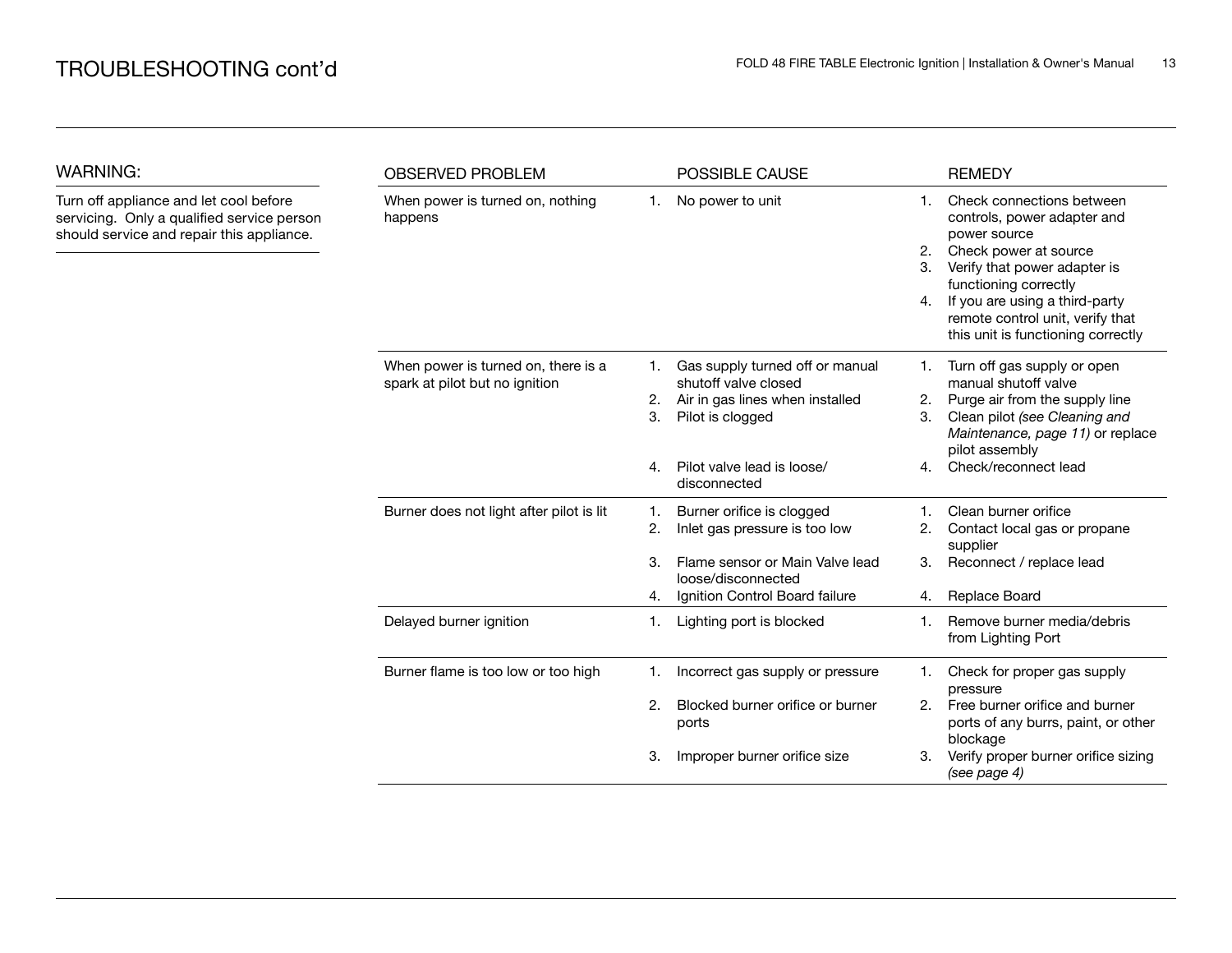# TROUBLESHOOTING cont'd

## WARNING:

Turn off appliance and let cool before servicing. Only a qualified service person should service and repair this appliance.

| OBSERVED PROBLEM | POSSIBLE CAUSE | REMEDY |
|---|---|---|
| When power is turned on, nothing happens | 1. No power to unit | 1. Check connections between controls, power adapter and power source<br>2. Check power at source<br>3. Verify that power adapter is functioning correctly<br>4. If you are using a third-party remote control unit, verify that this unit is functioning correctly |
| When power is turned on, there is a spark at pilot but no ignition | 1. Gas supply turned off or manual shutoff valve closed<br>2. Air in gas lines when installed<br>3. Pilot is clogged<br>4. Pilot valve lead is loose/ disconnected | 1. Turn off gas supply or open manual shutoff valve<br>2. Purge air from the supply line<br>3. Clean pilot *(see Cleaning and Maintenance, page 11)* or replace pilot assembly<br>4. Check/reconnect lead |
| Burner does not light after pilot is lit | 1. Burner orifice is clogged<br>2. Inlet gas pressure is too low<br>3. Flame sensor or Main Valve lead loose/disconnected<br>4. Ignition Control Board failure | 1. Clean burner orifice<br>2. Contact local gas or propane supplier<br>3. Reconnect / replace lead<br>4. Replace Board |
| Delayed burner ignition | 1. Lighting port is blocked | 1. Remove burner media/debris from Lighting Port |
| Burner flame is too low or too high | 1. Incorrect gas supply or pressure<br>2. Blocked burner orifice or burner ports<br>3. Improper burner orifice size | 1. Check for proper gas supply pressure<br>2. Free burner orifice and burner ports of any burrs, paint, or other blockage<br>3. Verify proper burner orifice sizing *(see page 4)* |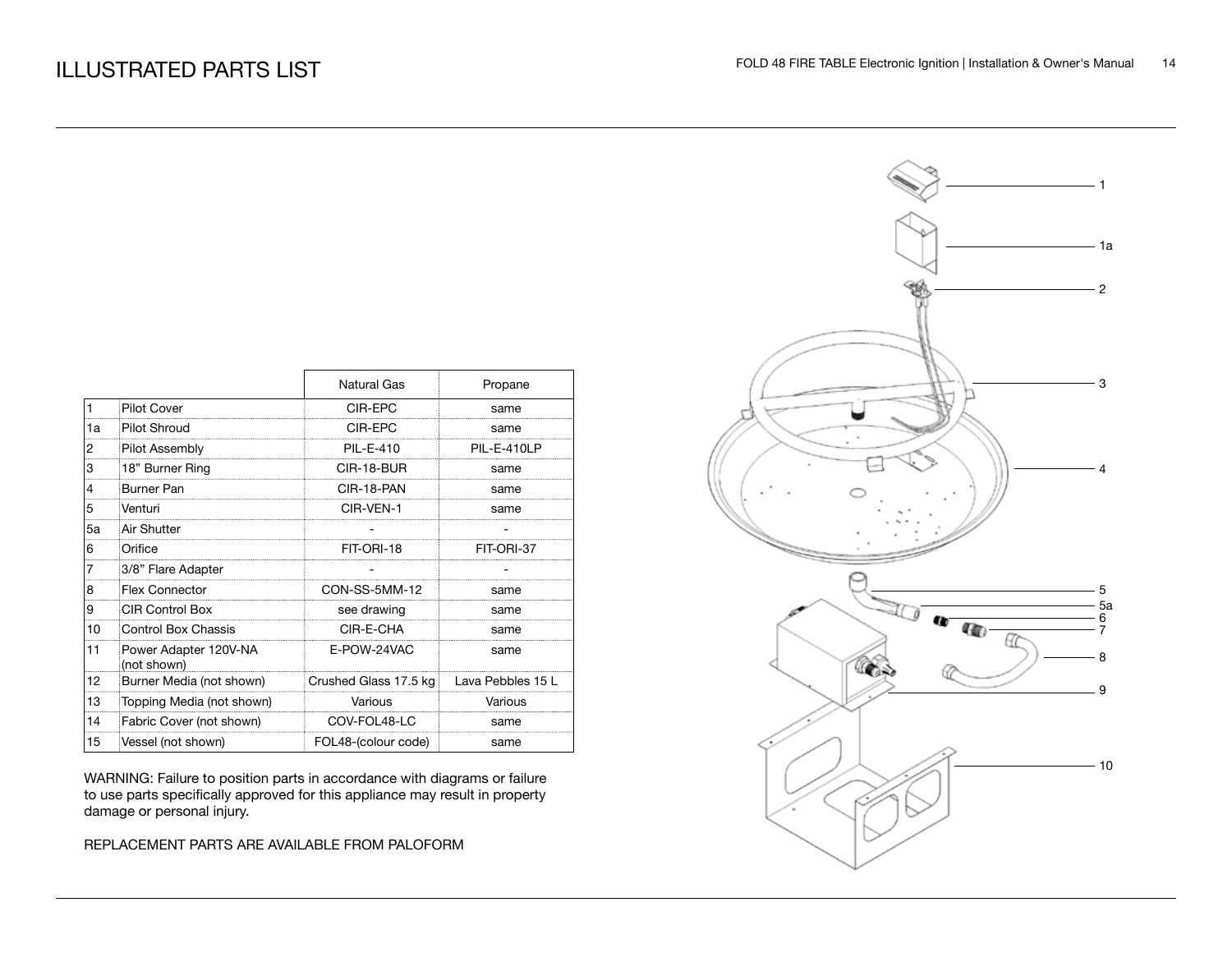# ILLUSTRATED PARTS LIST

| | | Natural Gas | Propane |
|---|---|---|---|
| 1 | Pilot Cover | CIR-EPC | same |
| 1a | Pilot Shroud | CIR-EPC | same |
| 2 | Pilot Assembly | PIL-E-410 | PIL-E-410LP |
| 3 | 18" Burner Ring | CIR-18-BUR | same |
| 4 | Burner Pan | CIR-18-PAN | same |
| 5 | Venturi | CIR-VEN-1 | same |
| 5a | Air Shutter | - | - |
| 6 | Orifice | FIT-ORI-18 | FIT-ORI-37 |
| 7 | 3/8" Flare Adapter | - | - |
| 8 | Flex Connector | CON-SS-5MM-12 | same |
| 9 | CIR Control Box | see drawing | same |
| 10 | Control Box Chassis | CIR-E-CHA | same |
| 11 | Power Adapter 120V-NA (not shown) | E-POW-24VAC | same |
| 12 | Burner Media (not shown) | Crushed Glass 17.5 kg | Lava Pebbles 15 L |
| 13 | Topping Media (not shown) | Various | Various |
| 14 | Fabric Cover (not shown) | COV-FOL48-LC | same |
| 15 | Vessel (not shown) | FOL48-(colour code) | same |

WARNING: Failure to position parts in accordance with diagrams or failure to use parts specifically approved for this appliance may result in property damage or personal injury.

REPLACEMENT PARTS ARE AVAILABLE FROM PALOFORM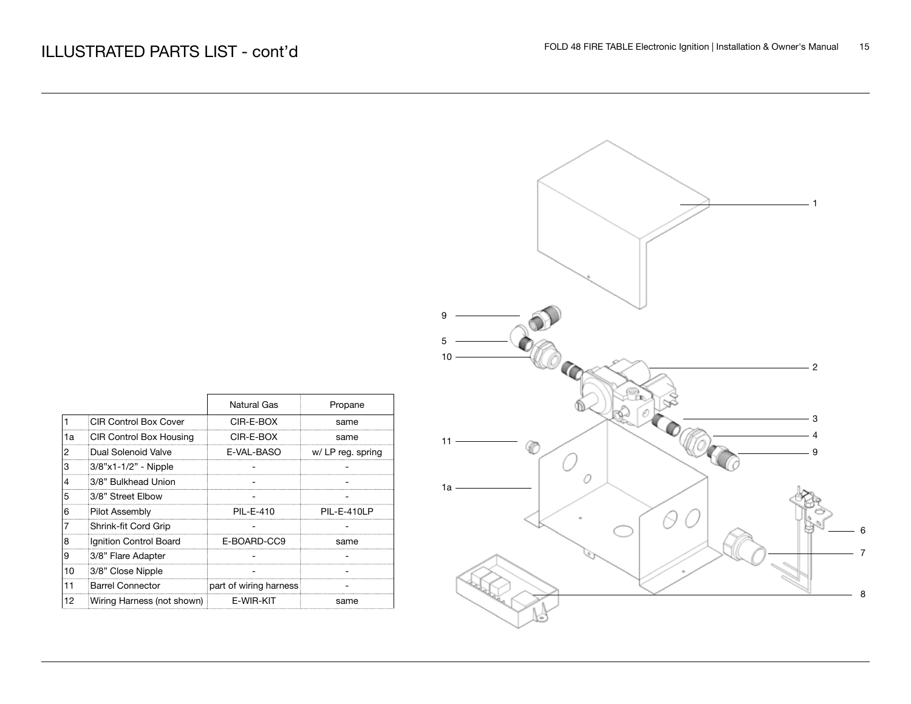# ILLUSTRATED PARTS LIST - cont'd

| | | Natural Gas | Propane |
|---|---|---|---|
| 1 | CIR Control Box Cover | CIR-E-BOX | same |
| 1a | CIR Control Box Housing | CIR-E-BOX | same |
| 2 | Dual Solenoid Valve | E-VAL-BASO | w/ LP reg. spring |
| 3 | 3/8"x1-1/2" - Nipple | - | - |
| 4 | 3/8" Bulkhead Union | - | - |
| 5 | 3/8" Street Elbow | - | - |
| 6 | Pilot Assembly | PIL-E-410 | PIL-E-410LP |
| 7 | Shrink-fit Cord Grip | - | - |
| 8 | Ignition Control Board | E-BOARD-CC9 | same |
| 9 | 3/8" Flare Adapter | - | - |
| 10 | 3/8" Close Nipple | - | - |
| 11 | Barrel Connector | part of wiring harness | - |
| 12 | Wiring Harness (not shown) | E-WIR-KIT | same |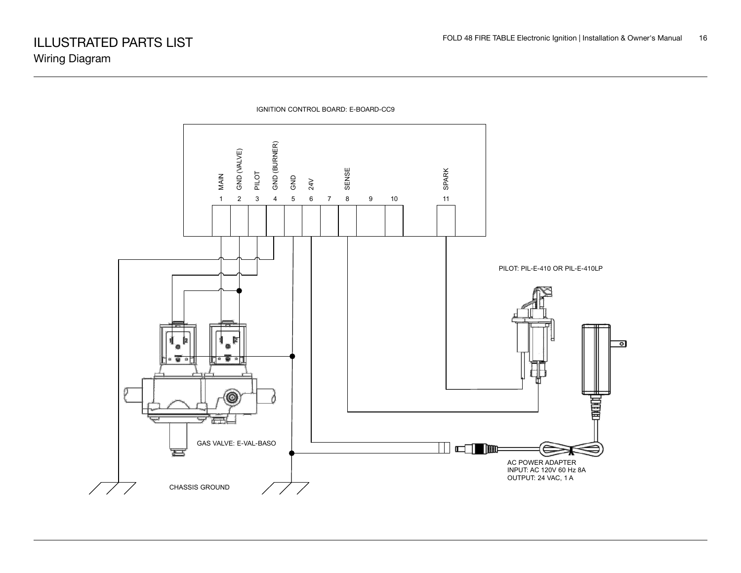# ILLUSTRATED PARTS LIST

## Wiring Diagram

IGNITION CONTROL BOARD: E-BOARD-CC9

| 1 | 2 | 3 | 4 | 5 | 6 | 7 | 8 | 9 | 10 | 11 |
|---|---|---|---|---|---|---|---|---|---|---|
| MAIN | GND (VALVE) | PILOT | GND (BURNER) | GND | 24V | | SENSE | | | SPARK |

PILOT: PIL-E-410 OR PIL-E-410LP

GAS VALVE: E-VAL-BASO

AC POWER ADAPTER
INPUT: AC 120V 60 Hz 8A
OUTPUT: 24 VAC, 1 A

CHASSIS GROUND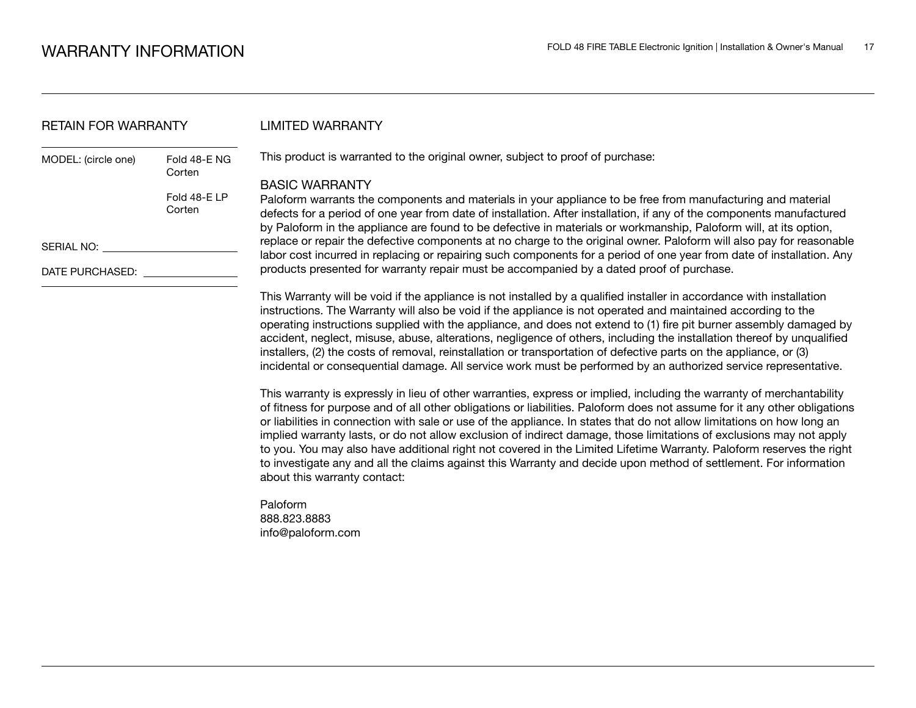# WARRANTY INFORMATION

## RETAIN FOR WARRANTY

| | |
|---|---|
| MODEL: (circle one) | Fold 48-E NG Corten |
| | Fold 48-E LP Corten |

SERIAL NO: ____________________

DATE PURCHASED: ________________

## LIMITED WARRANTY

This product is warranted to the original owner, subject to proof of purchase:

### BASIC WARRANTY

Paloform warrants the components and materials in your appliance to be free from manufacturing and material defects for a period of one year from date of installation. After installation, if any of the components manufactured by Paloform in the appliance are found to be defective in materials or workmanship, Paloform will, at its option, replace or repair the defective components at no charge to the original owner. Paloform will also pay for reasonable labor cost incurred in replacing or repairing such components for a period of one year from date of installation. Any products presented for warranty repair must be accompanied by a dated proof of purchase.

This Warranty will be void if the appliance is not installed by a qualified installer in accordance with installation instructions. The Warranty will also be void if the appliance is not operated and maintained according to the operating instructions supplied with the appliance, and does not extend to (1) fire pit burner assembly damaged by accident, neglect, misuse, abuse, alterations, negligence of others, including the installation thereof by unqualified installers, (2) the costs of removal, reinstallation or transportation of defective parts on the appliance, or (3) incidental or consequential damage. All service work must be performed by an authorized service representative.

This warranty is expressly in lieu of other warranties, express or implied, including the warranty of merchantability of fitness for purpose and of all other obligations or liabilities. Paloform does not assume for it any other obligations or liabilities in connection with sale or use of the appliance. In states that do not allow limitations on how long an implied warranty lasts, or do not allow exclusion of indirect damage, those limitations of exclusions may not apply to you. You may also have additional right not covered in the Limited Lifetime Warranty. Paloform reserves the right to investigate any and all the claims against this Warranty and decide upon method of settlement. For information about this warranty contact:

Paloform
888.823.8883
info@paloform.com